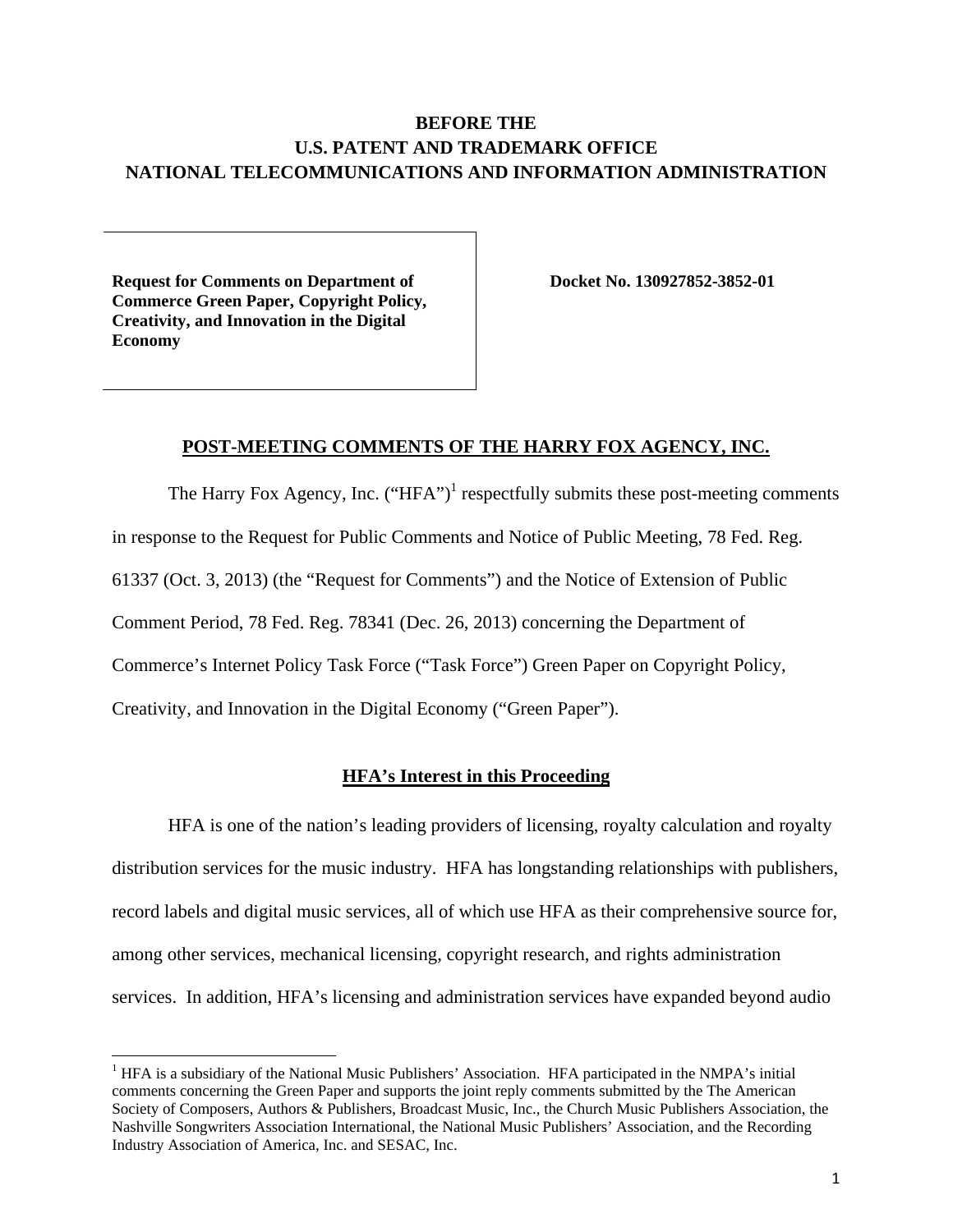**BEFORE THE**
**U.S. PATENT AND TRADEMARK OFFICE**
**NATIONAL TELECOMMUNICATIONS AND INFORMATION ADMINISTRATION**

| **Request for Comments on Department of Commerce Green Paper, Copyright Policy, Creativity, and Innovation in the Digital Economy** | **Docket No. 130927852-3852-01** |
|---|---|

## POST-MEETING COMMENTS OF THE HARRY FOX AGENCY, INC.

The Harry Fox Agency, Inc. ("HFA")[1] respectfully submits these post-meeting comments in response to the Request for Public Comments and Notice of Public Meeting, 78 Fed. Reg. 61337 (Oct. 3, 2013) (the "Request for Comments") and the Notice of Extension of Public Comment Period, 78 Fed. Reg. 78341 (Dec. 26, 2013) concerning the Department of Commerce's Internet Policy Task Force ("Task Force") Green Paper on Copyright Policy, Creativity, and Innovation in the Digital Economy ("Green Paper").

## HFA's Interest in this Proceeding

HFA is one of the nation's leading providers of licensing, royalty calculation and royalty distribution services for the music industry. HFA has longstanding relationships with publishers, record labels and digital music services, all of which use HFA as their comprehensive source for, among other services, mechanical licensing, copyright research, and rights administration services. In addition, HFA's licensing and administration services have expanded beyond audio

[1] HFA is a subsidiary of the National Music Publishers' Association. HFA participated in the NMPA's initial comments concerning the Green Paper and supports the joint reply comments submitted by the The American Society of Composers, Authors & Publishers, Broadcast Music, Inc., the Church Music Publishers Association, the Nashville Songwriters Association International, the National Music Publishers' Association, and the Recording Industry Association of America, Inc. and SESAC, Inc.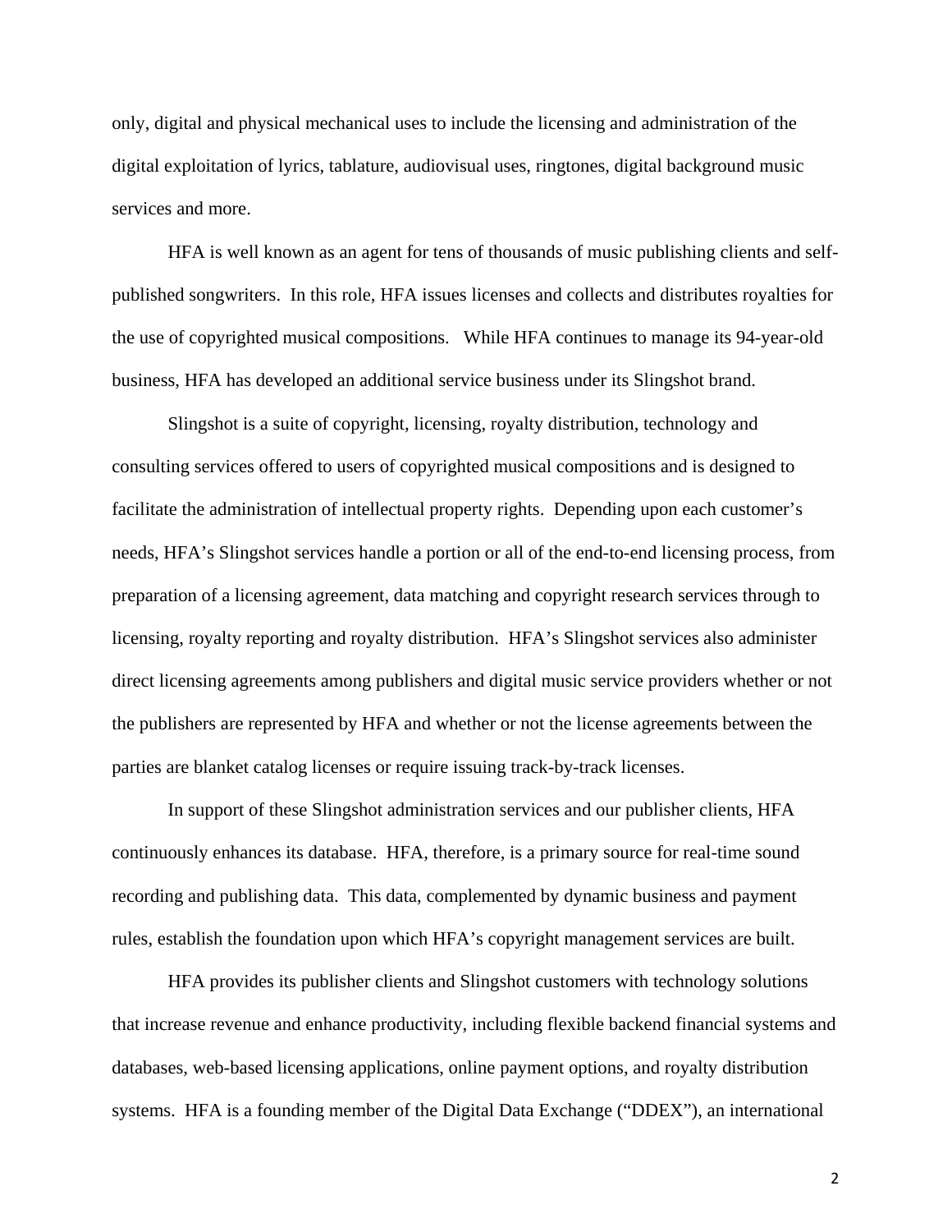only, digital and physical mechanical uses to include the licensing and administration of the digital exploitation of lyrics, tablature, audiovisual uses, ringtones, digital background music services and more.

HFA is well known as an agent for tens of thousands of music publishing clients and self-published songwriters. In this role, HFA issues licenses and collects and distributes royalties for the use of copyrighted musical compositions. While HFA continues to manage its 94-year-old business, HFA has developed an additional service business under its Slingshot brand.

Slingshot is a suite of copyright, licensing, royalty distribution, technology and consulting services offered to users of copyrighted musical compositions and is designed to facilitate the administration of intellectual property rights. Depending upon each customer's needs, HFA's Slingshot services handle a portion or all of the end-to-end licensing process, from preparation of a licensing agreement, data matching and copyright research services through to licensing, royalty reporting and royalty distribution. HFA's Slingshot services also administer direct licensing agreements among publishers and digital music service providers whether or not the publishers are represented by HFA and whether or not the license agreements between the parties are blanket catalog licenses or require issuing track-by-track licenses.

In support of these Slingshot administration services and our publisher clients, HFA continuously enhances its database. HFA, therefore, is a primary source for real-time sound recording and publishing data. This data, complemented by dynamic business and payment rules, establish the foundation upon which HFA's copyright management services are built.

HFA provides its publisher clients and Slingshot customers with technology solutions that increase revenue and enhance productivity, including flexible backend financial systems and databases, web-based licensing applications, online payment options, and royalty distribution systems. HFA is a founding member of the Digital Data Exchange ("DDEX"), an international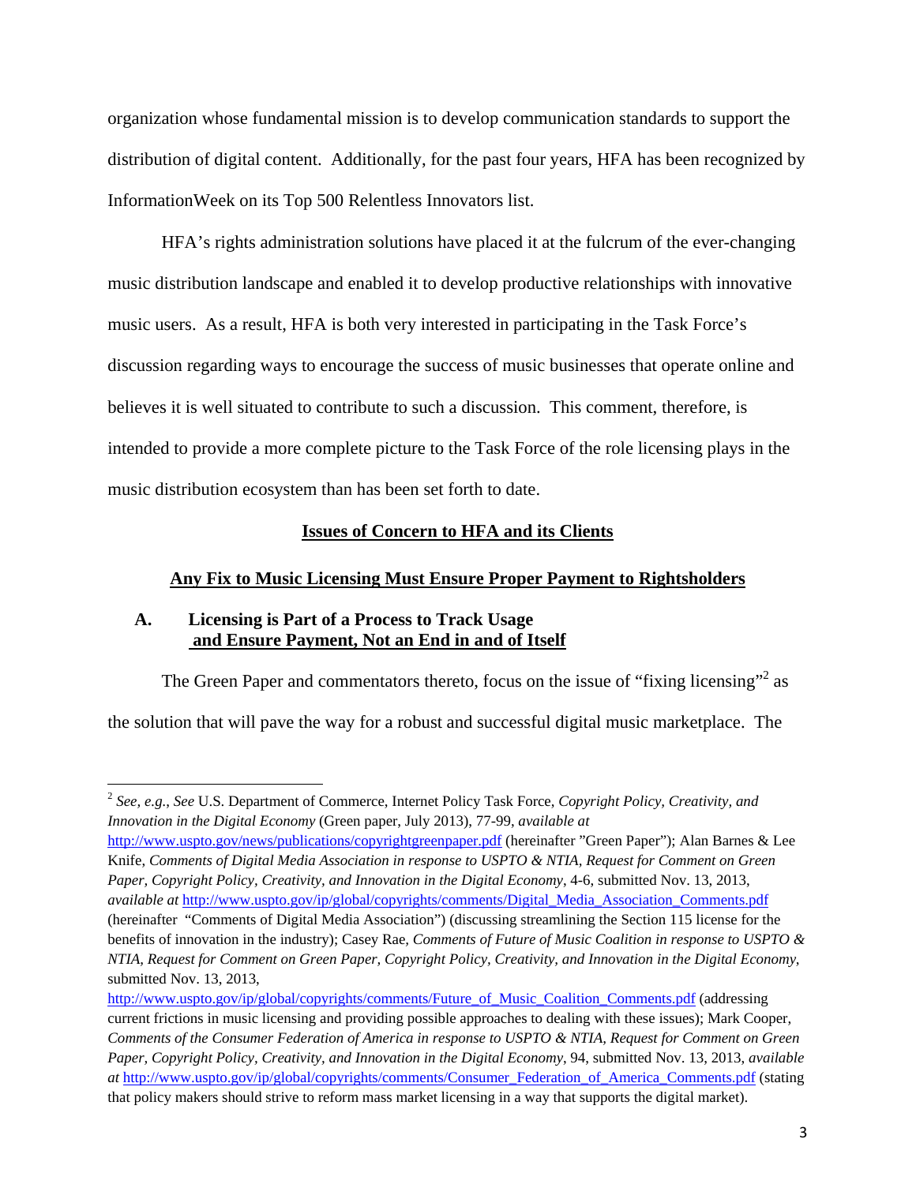organization whose fundamental mission is to develop communication standards to support the distribution of digital content. Additionally, for the past four years, HFA has been recognized by InformationWeek on its Top 500 Relentless Innovators list.

HFA's rights administration solutions have placed it at the fulcrum of the ever-changing music distribution landscape and enabled it to develop productive relationships with innovative music users. As a result, HFA is both very interested in participating in the Task Force's discussion regarding ways to encourage the success of music businesses that operate online and believes it is well situated to contribute to such a discussion. This comment, therefore, is intended to provide a more complete picture to the Task Force of the role licensing plays in the music distribution ecosystem than has been set forth to date.

## **Issues of Concern to HFA and its Clients**

## **Any Fix to Music Licensing Must Ensure Proper Payment to Rightsholders**

### **A. Licensing is Part of a Process to Track Usage and Ensure Payment, Not an End in and of Itself**

The Green Paper and commentators thereto, focus on the issue of "fixing licensing"[2] as the solution that will pave the way for a robust and successful digital music marketplace. The

---

[2] *See, e.g., See* U.S. Department of Commerce, Internet Policy Task Force, *Copyright Policy, Creativity, and Innovation in the Digital Economy* (Green paper, July 2013), 77-99, *available at* http://www.uspto.gov/news/publications/copyrightgreenpaper.pdf (hereinafter "Green Paper"); Alan Barnes & Lee Knife, *Comments of Digital Media Association in response to USPTO & NTIA, Request for Comment on Green Paper, Copyright Policy, Creativity, and Innovation in the Digital Economy*, 4-6, submitted Nov. 13, 2013, *available at* http://www.uspto.gov/ip/global/copyrights/comments/Digital_Media_Association_Comments.pdf (hereinafter "Comments of Digital Media Association") (discussing streamlining the Section 115 license for the benefits of innovation in the industry); Casey Rae, *Comments of Future of Music Coalition in response to USPTO & NTIA, Request for Comment on Green Paper, Copyright Policy, Creativity, and Innovation in the Digital Economy*, submitted Nov. 13, 2013, http://www.uspto.gov/ip/global/copyrights/comments/Future_of_Music_Coalition_Comments.pdf (addressing current frictions in music licensing and providing possible approaches to dealing with these issues); Mark Cooper, *Comments of the Consumer Federation of America in response to USPTO & NTIA, Request for Comment on Green Paper, Copyright Policy, Creativity, and Innovation in the Digital Economy*, 94, submitted Nov. 13, 2013, *available at* http://www.uspto.gov/ip/global/copyrights/comments/Consumer_Federation_of_America_Comments.pdf (stating that policy makers should strive to reform mass market licensing in a way that supports the digital market).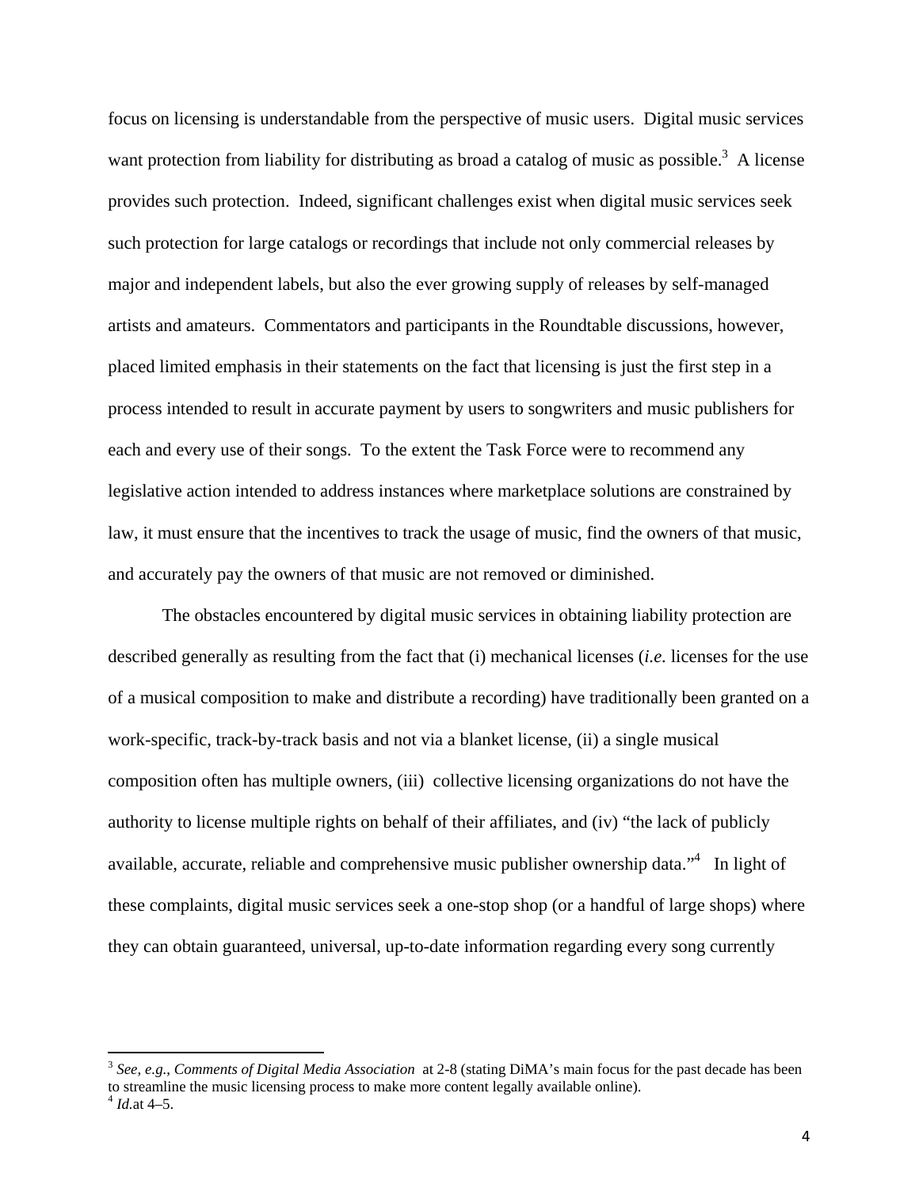focus on licensing is understandable from the perspective of music users. Digital music services want protection from liability for distributing as broad a catalog of music as possible.[3] A license provides such protection. Indeed, significant challenges exist when digital music services seek such protection for large catalogs or recordings that include not only commercial releases by major and independent labels, but also the ever growing supply of releases by self-managed artists and amateurs. Commentators and participants in the Roundtable discussions, however, placed limited emphasis in their statements on the fact that licensing is just the first step in a process intended to result in accurate payment by users to songwriters and music publishers for each and every use of their songs. To the extent the Task Force were to recommend any legislative action intended to address instances where marketplace solutions are constrained by law, it must ensure that the incentives to track the usage of music, find the owners of that music, and accurately pay the owners of that music are not removed or diminished.

The obstacles encountered by digital music services in obtaining liability protection are described generally as resulting from the fact that (i) mechanical licenses (*i.e.* licenses for the use of a musical composition to make and distribute a recording) have traditionally been granted on a work-specific, track-by-track basis and not via a blanket license, (ii) a single musical composition often has multiple owners, (iii) collective licensing organizations do not have the authority to license multiple rights on behalf of their affiliates, and (iv) "the lack of publicly available, accurate, reliable and comprehensive music publisher ownership data."[4] In light of these complaints, digital music services seek a one-stop shop (or a handful of large shops) where they can obtain guaranteed, universal, up-to-date information regarding every song currently

---

[3] *See, e.g., Comments of Digital Media Association* at 2-8 (stating DiMA's main focus for the past decade has been to streamline the music licensing process to make more content legally available online).

[4] *Id.*at 4–5.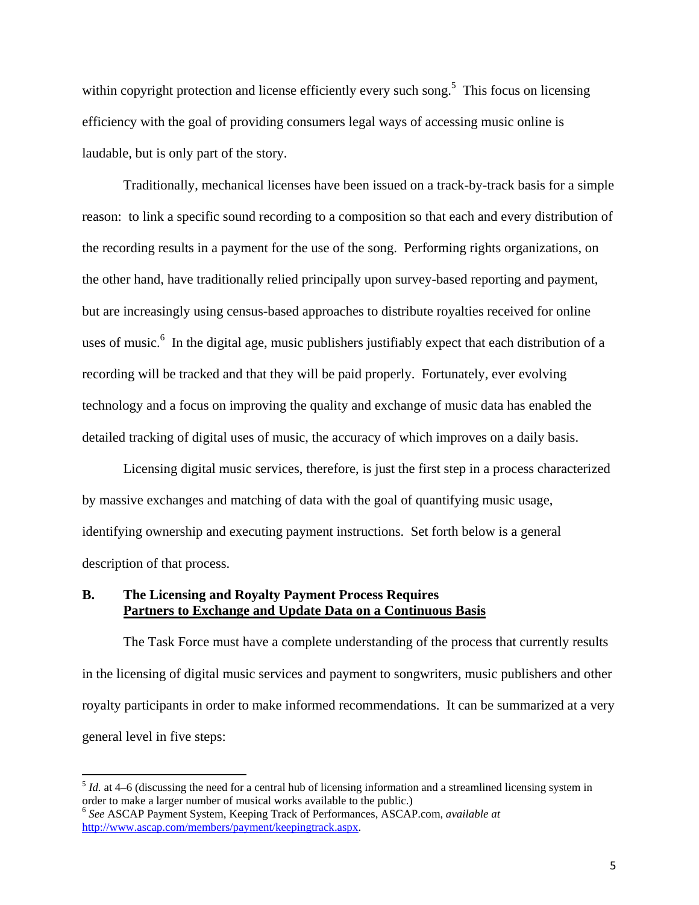within copyright protection and license efficiently every such song.[5] This focus on licensing efficiency with the goal of providing consumers legal ways of accessing music online is laudable, but is only part of the story.

Traditionally, mechanical licenses have been issued on a track-by-track basis for a simple reason: to link a specific sound recording to a composition so that each and every distribution of the recording results in a payment for the use of the song. Performing rights organizations, on the other hand, have traditionally relied principally upon survey-based reporting and payment, but are increasingly using census-based approaches to distribute royalties received for online uses of music.[6] In the digital age, music publishers justifiably expect that each distribution of a recording will be tracked and that they will be paid properly. Fortunately, ever evolving technology and a focus on improving the quality and exchange of music data has enabled the detailed tracking of digital uses of music, the accuracy of which improves on a daily basis.

Licensing digital music services, therefore, is just the first step in a process characterized by massive exchanges and matching of data with the goal of quantifying music usage, identifying ownership and executing payment instructions. Set forth below is a general description of that process.

### B. The Licensing and Royalty Payment Process Requires Partners to Exchange and Update Data on a Continuous Basis

The Task Force must have a complete understanding of the process that currently results in the licensing of digital music services and payment to songwriters, music publishers and other royalty participants in order to make informed recommendations. It can be summarized at a very general level in five steps:

---

[5] *Id.* at 4–6 (discussing the need for a central hub of licensing information and a streamlined licensing system in order to make a larger number of musical works available to the public.)

[6] *See* ASCAP Payment System, Keeping Track of Performances, ASCAP.com, *available at* http://www.ascap.com/members/payment/keepingtrack.aspx.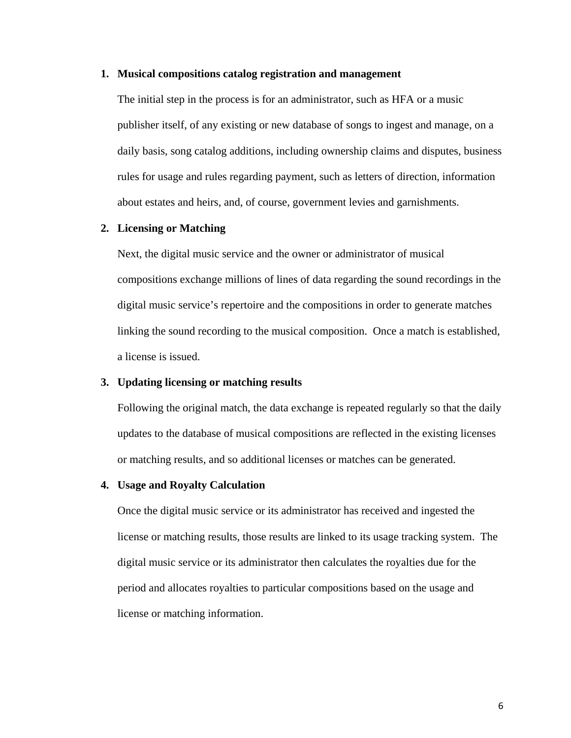1. **Musical compositions catalog registration and management**

   The initial step in the process is for an administrator, such as HFA or a music publisher itself, of any existing or new database of songs to ingest and manage, on a daily basis, song catalog additions, including ownership claims and disputes, business rules for usage and rules regarding payment, such as letters of direction, information about estates and heirs, and, of course, government levies and garnishments.

2. **Licensing or Matching**

   Next, the digital music service and the owner or administrator of musical compositions exchange millions of lines of data regarding the sound recordings in the digital music service's repertoire and the compositions in order to generate matches linking the sound recording to the musical composition.  Once a match is established, a license is issued.

3. **Updating licensing or matching results**

   Following the original match, the data exchange is repeated regularly so that the daily updates to the database of musical compositions are reflected in the existing licenses or matching results, and so additional licenses or matches can be generated.

4. **Usage and Royalty Calculation**

   Once the digital music service or its administrator has received and ingested the license or matching results, those results are linked to its usage tracking system.  The digital music service or its administrator then calculates the royalties due for the period and allocates royalties to particular compositions based on the usage and license or matching information.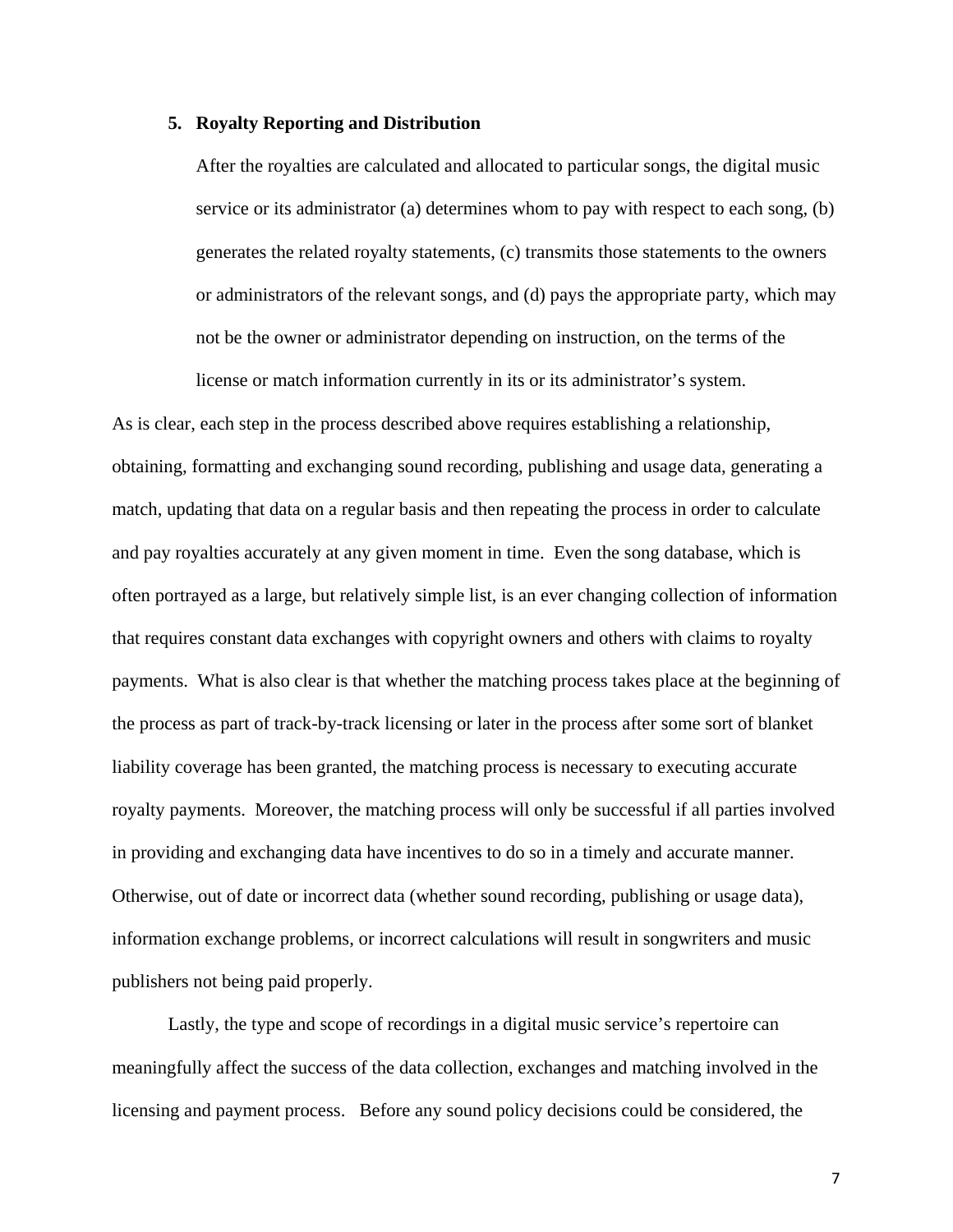5. **Royalty Reporting and Distribution**

   After the royalties are calculated and allocated to particular songs, the digital music service or its administrator (a) determines whom to pay with respect to each song, (b) generates the related royalty statements, (c) transmits those statements to the owners or administrators of the relevant songs, and (d) pays the appropriate party, which may not be the owner or administrator depending on instruction, on the terms of the license or match information currently in its or its administrator's system.

As is clear, each step in the process described above requires establishing a relationship, obtaining, formatting and exchanging sound recording, publishing and usage data, generating a match, updating that data on a regular basis and then repeating the process in order to calculate and pay royalties accurately at any given moment in time. Even the song database, which is often portrayed as a large, but relatively simple list, is an ever changing collection of information that requires constant data exchanges with copyright owners and others with claims to royalty payments. What is also clear is that whether the matching process takes place at the beginning of the process as part of track-by-track licensing or later in the process after some sort of blanket liability coverage has been granted, the matching process is necessary to executing accurate royalty payments. Moreover, the matching process will only be successful if all parties involved in providing and exchanging data have incentives to do so in a timely and accurate manner. Otherwise, out of date or incorrect data (whether sound recording, publishing or usage data), information exchange problems, or incorrect calculations will result in songwriters and music publishers not being paid properly.

Lastly, the type and scope of recordings in a digital music service's repertoire can meaningfully affect the success of the data collection, exchanges and matching involved in the licensing and payment process. Before any sound policy decisions could be considered, the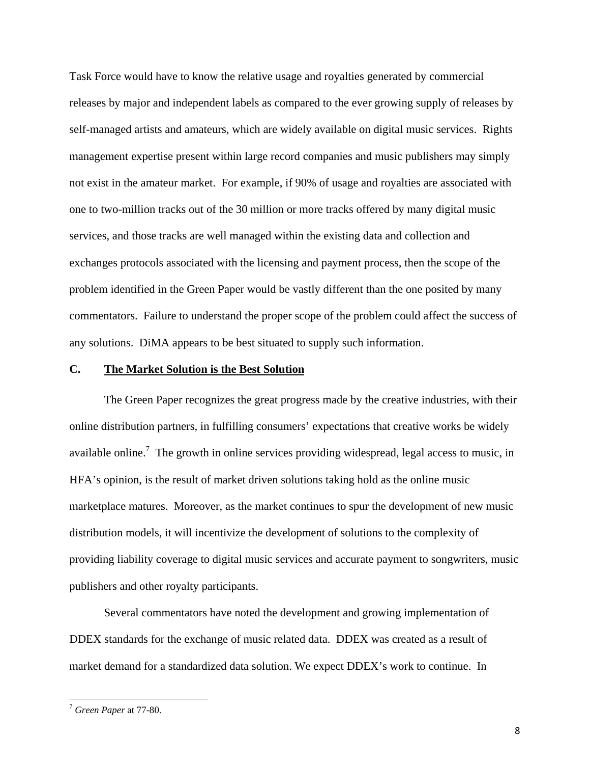Task Force would have to know the relative usage and royalties generated by commercial releases by major and independent labels as compared to the ever growing supply of releases by self-managed artists and amateurs, which are widely available on digital music services. Rights management expertise present within large record companies and music publishers may simply not exist in the amateur market. For example, if 90% of usage and royalties are associated with one to two-million tracks out of the 30 million or more tracks offered by many digital music services, and those tracks are well managed within the existing data and collection and exchanges protocols associated with the licensing and payment process, then the scope of the problem identified in the Green Paper would be vastly different than the one posited by many commentators. Failure to understand the proper scope of the problem could affect the success of any solutions. DiMA appears to be best situated to supply such information.

### C. <u>The Market Solution is the Best Solution</u>

The Green Paper recognizes the great progress made by the creative industries, with their online distribution partners, in fulfilling consumers' expectations that creative works be widely available online.[7] The growth in online services providing widespread, legal access to music, in HFA's opinion, is the result of market driven solutions taking hold as the online music marketplace matures. Moreover, as the market continues to spur the development of new music distribution models, it will incentivize the development of solutions to the complexity of providing liability coverage to digital music services and accurate payment to songwriters, music publishers and other royalty participants.

Several commentators have noted the development and growing implementation of DDEX standards for the exchange of music related data. DDEX was created as a result of market demand for a standardized data solution. We expect DDEX's work to continue. In

---

[7] *Green Paper* at 77-80.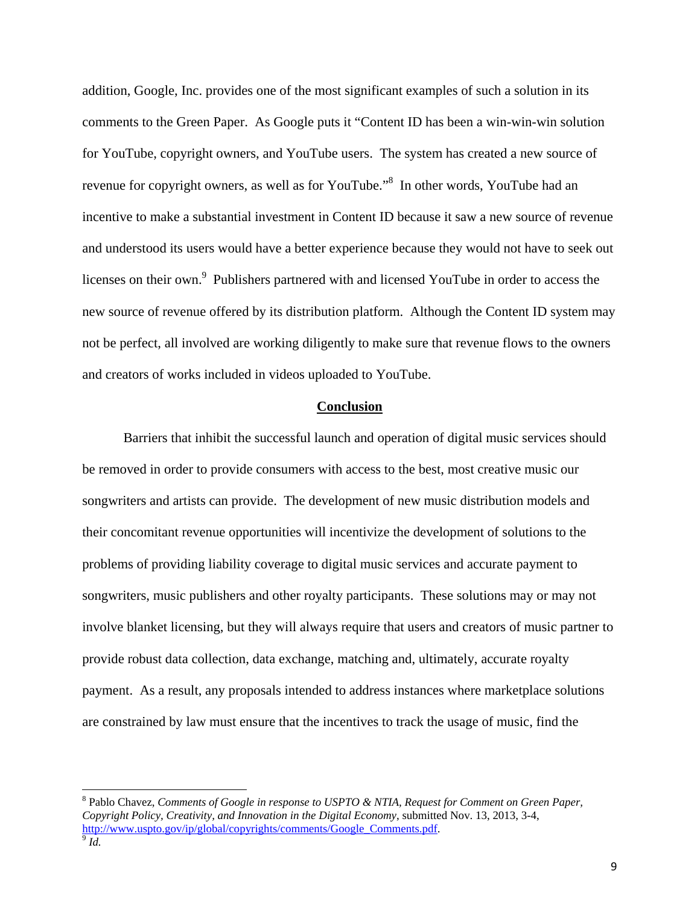addition, Google, Inc. provides one of the most significant examples of such a solution in its comments to the Green Paper. As Google puts it "Content ID has been a win-win-win solution for YouTube, copyright owners, and YouTube users. The system has created a new source of revenue for copyright owners, as well as for YouTube."[8] In other words, YouTube had an incentive to make a substantial investment in Content ID because it saw a new source of revenue and understood its users would have a better experience because they would not have to seek out licenses on their own.[9] Publishers partnered with and licensed YouTube in order to access the new source of revenue offered by its distribution platform. Although the Content ID system may not be perfect, all involved are working diligently to make sure that revenue flows to the owners and creators of works included in videos uploaded to YouTube.

## **Conclusion**

Barriers that inhibit the successful launch and operation of digital music services should be removed in order to provide consumers with access to the best, most creative music our songwriters and artists can provide. The development of new music distribution models and their concomitant revenue opportunities will incentivize the development of solutions to the problems of providing liability coverage to digital music services and accurate payment to songwriters, music publishers and other royalty participants. These solutions may or may not involve blanket licensing, but they will always require that users and creators of music partner to provide robust data collection, data exchange, matching and, ultimately, accurate royalty payment. As a result, any proposals intended to address instances where marketplace solutions are constrained by law must ensure that the incentives to track the usage of music, find the

---

[8] Pablo Chavez, *Comments of Google in response to USPTO & NTIA, Request for Comment on Green Paper, Copyright Policy, Creativity, and Innovation in the Digital Economy*, submitted Nov. 13, 2013, 3-4, http://www.uspto.gov/ip/global/copyrights/comments/Google_Comments.pdf.

[9] *Id.*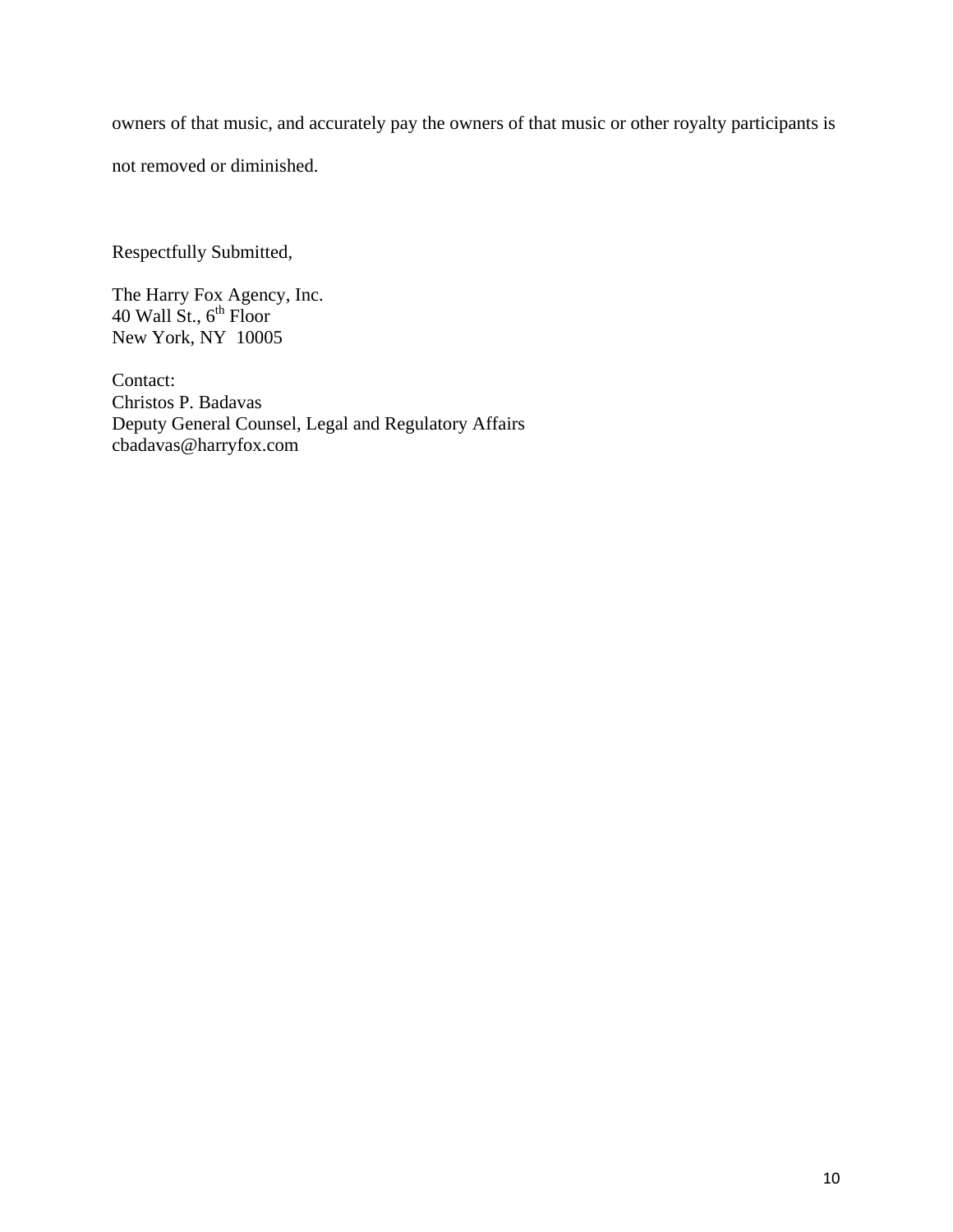owners of that music, and accurately pay the owners of that music or other royalty participants is not removed or diminished.

Respectfully Submitted,

The Harry Fox Agency, Inc.  
40 Wall St., 6th Floor  
New York, NY 10005

Contact:  
Christos P. Badavas  
Deputy General Counsel, Legal and Regulatory Affairs  
cbadavas@harryfox.com